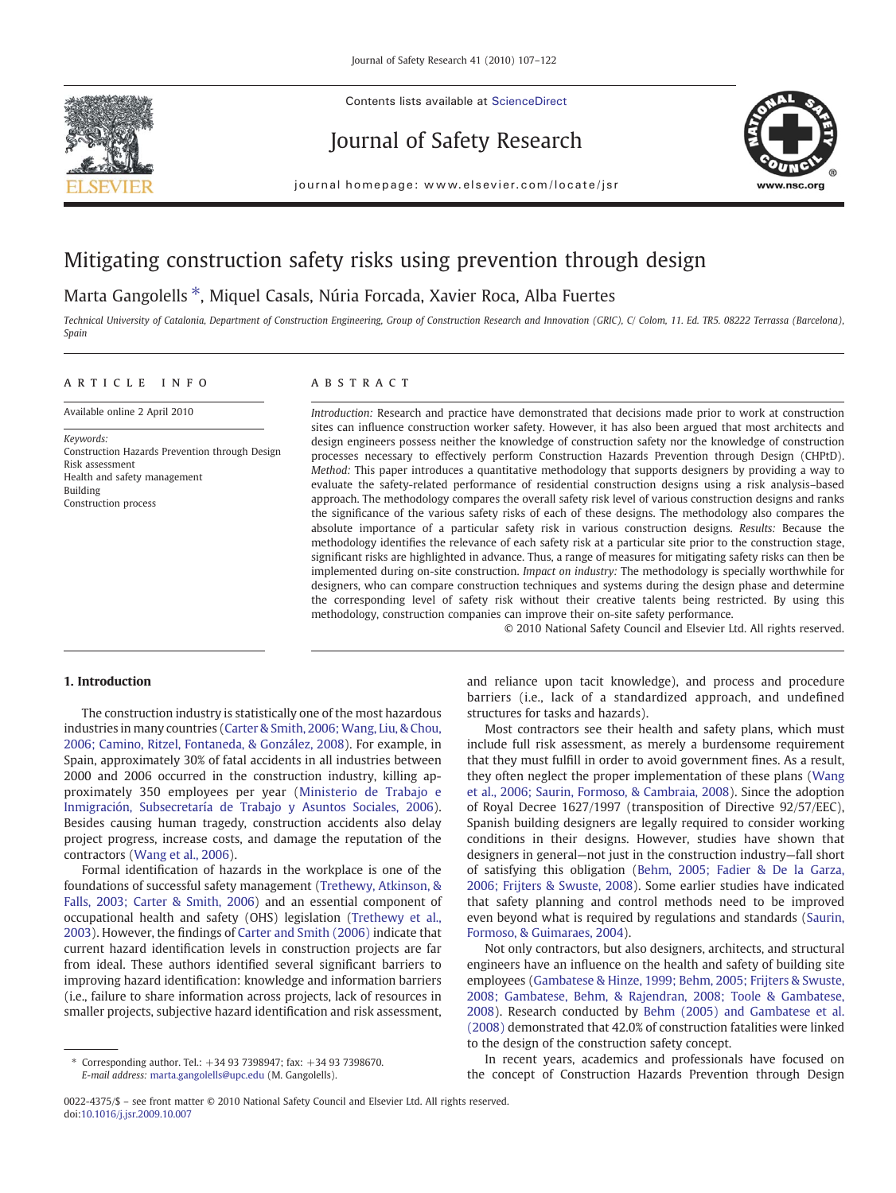# Mitigating construction safety risks using prevention through design

Marta Gangolells *, Miquel Casals, Núria Forcada, Xavier Roca, Alba Fuertes

*Technical University of Catalonia, Department of Construction Engineering, Group of Construction Research and Innovation (GRIC), C/ Colom, 11. Ed. TR5. 08222 Terrassa (Barcelona), Spain*

## ARTICLE INFO

Available online 2 April 2010

*Keywords:*
Construction Hazards Prevention through Design
Risk assessment
Health and safety management
Building
Construction process

## ABSTRACT

*Introduction:* Research and practice have demonstrated that decisions made prior to work at construction sites can influence construction worker safety. However, it has also been argued that most architects and design engineers possess neither the knowledge of construction safety nor the knowledge of construction processes necessary to effectively perform Construction Hazards Prevention through Design (CHPtD). *Method:* This paper introduces a quantitative methodology that supports designers by providing a way to evaluate the safety-related performance of residential construction designs using a risk analysis–based approach. The methodology compares the overall safety risk level of various construction designs and ranks the significance of the various safety risks of each of these designs. The methodology also compares the absolute importance of a particular safety risk in various construction designs. *Results:* Because the methodology identifies the relevance of each safety risk at a particular site prior to the construction stage, significant risks are highlighted in advance. Thus, a range of measures for mitigating safety risks can then be implemented during on-site construction. *Impact on industry:* The methodology is specially worthwhile for designers, who can compare construction techniques and systems during the design phase and determine the corresponding level of safety risk without their creative talents being restricted. By using this methodology, construction companies can improve their on-site safety performance.

© 2010 National Safety Council and Elsevier Ltd. All rights reserved.

## 1. Introduction

The construction industry is statistically one of the most hazardous industries in many countries (Carter & Smith, 2006; Wang, Liu, & Chou, 2006; Camino, Ritzel, Fontaneda, & González, 2008). For example, in Spain, approximately 30% of fatal accidents in all industries between 2000 and 2006 occurred in the construction industry, killing approximately 350 employees per year (Ministerio de Trabajo e Inmigración, Subsecretaría de Trabajo y Asuntos Sociales, 2006). Besides causing human tragedy, construction accidents also delay project progress, increase costs, and damage the reputation of the contractors (Wang et al., 2006).

Formal identification of hazards in the workplace is one of the foundations of successful safety management (Trethewy, Atkinson, & Falls, 2003; Carter & Smith, 2006) and an essential component of occupational health and safety (OHS) legislation (Trethewy et al., 2003). However, the findings of Carter and Smith (2006) indicate that current hazard identification levels in construction projects are far from ideal. These authors identified several significant barriers to improving hazard identification: knowledge and information barriers (i.e., failure to share information across projects, lack of resources in smaller projects, subjective hazard identification and risk assessment, and reliance upon tacit knowledge), and process and procedure barriers (i.e., lack of a standardized approach, and undefined structures for tasks and hazards).

Most contractors see their health and safety plans, which must include full risk assessment, as merely a burdensome requirement that they must fulfill in order to avoid government fines. As a result, they often neglect the proper implementation of these plans (Wang et al., 2006; Saurin, Formoso, & Cambraia, 2008). Since the adoption of Royal Decree 1627/1997 (transposition of Directive 92/57/EEC), Spanish building designers are legally required to consider working conditions in their designs. However, studies have shown that designers in general—not just in the construction industry—fall short of satisfying this obligation (Behm, 2005; Fadier & De la Garza, 2006; Frijters & Swuste, 2008). Some earlier studies have indicated that safety planning and control methods need to be improved even beyond what is required by regulations and standards (Saurin, Formoso, & Guimaraes, 2004).

Not only contractors, but also designers, architects, and structural engineers have an influence on the health and safety of building site employees (Gambatese & Hinze, 1999; Behm, 2005; Frijters & Swuste, 2008; Gambatese, Behm, & Rajendran, 2008; Toole & Gambatese, 2008). Research conducted by Behm (2005) and Gambatese et al. (2008) demonstrated that 42.0% of construction fatalities were linked to the design of the construction safety concept.

In recent years, academics and professionals have focused on the concept of Construction Hazards Prevention through Design

* Corresponding author. Tel.: +34 93 7398947; fax: +34 93 7398670.
*E-mail address:* marta.gangolells@upc.edu (M. Gangolells).

0022-4375/$ – see front matter © 2010 National Safety Council and Elsevier Ltd. All rights reserved.
doi:10.1016/j.jsr.2009.10.007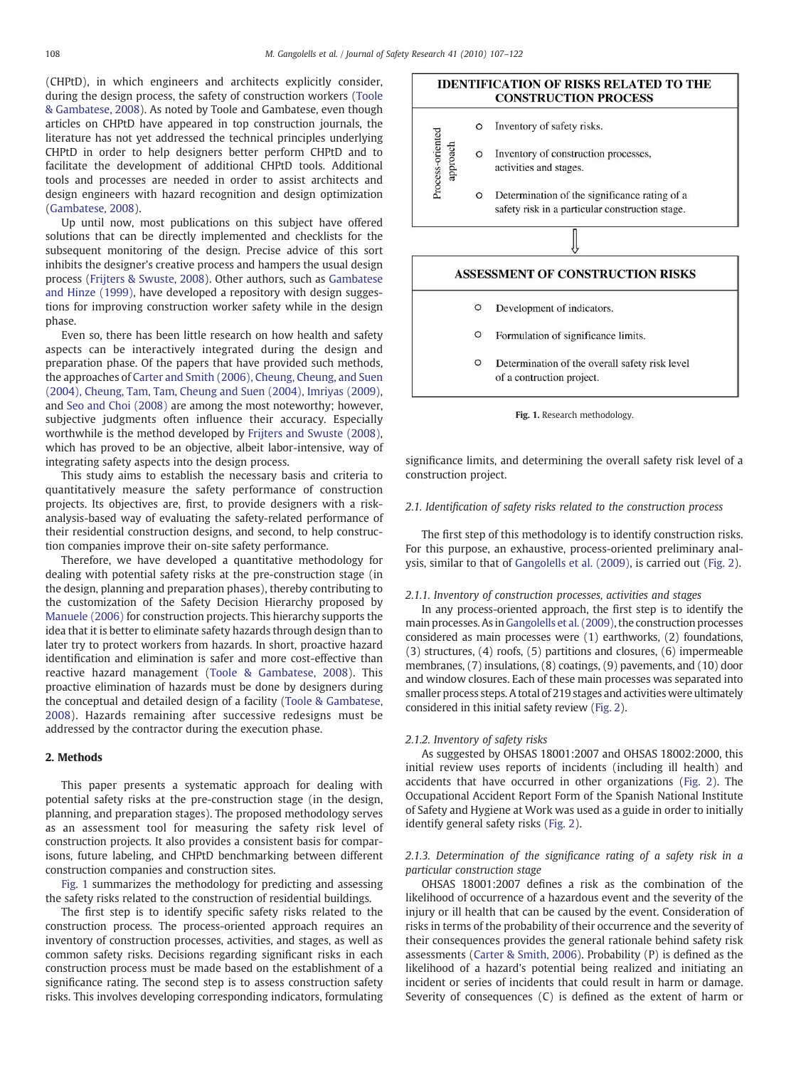(CHPtD), in which engineers and architects explicitly consider, during the design process, the safety of construction workers (Toole & Gambatese, 2008). As noted by Toole and Gambatese, even though articles on CHPtD have appeared in top construction journals, the literature has not yet addressed the technical principles underlying CHPtD in order to help designers better perform CHPtD and to facilitate the development of additional CHPtD tools. Additional tools and processes are needed in order to assist architects and design engineers with hazard recognition and design optimization (Gambatese, 2008).

Up until now, most publications on this subject have offered solutions that can be directly implemented and checklists for the subsequent monitoring of the design. Precise advice of this sort inhibits the designer's creative process and hampers the usual design process (Frijters & Swuste, 2008). Other authors, such as Gambatese and Hinze (1999), have developed a repository with design suggestions for improving construction worker safety while in the design phase.

Even so, there has been little research on how health and safety aspects can be interactively integrated during the design and preparation phase. Of the papers that have provided such methods, the approaches of Carter and Smith (2006), Cheung, Cheung, and Suen (2004), Cheung, Tam, Tam, Cheung and Suen (2004), Imriyas (2009), and Seo and Choi (2008) are among the most noteworthy; however, subjective judgments often influence their accuracy. Especially worthwhile is the method developed by Frijters and Swuste (2008), which has proved to be an objective, albeit labor-intensive, way of integrating safety aspects into the design process.

This study aims to establish the necessary basis and criteria to quantitatively measure the safety performance of construction projects. Its objectives are, first, to provide designers with a risk-analysis-based way of evaluating the safety-related performance of their residential construction designs, and second, to help construction companies improve their on-site safety performance.

Therefore, we have developed a quantitative methodology for dealing with potential safety risks at the pre-construction stage (in the design, planning and preparation phases), thereby contributing to the customization of the Safety Decision Hierarchy proposed by Manuele (2006) for construction projects. This hierarchy supports the idea that it is better to eliminate safety hazards through design than to later try to protect workers from hazards. In short, proactive hazard identification and elimination is safer and more cost-effective than reactive hazard management (Toole & Gambatese, 2008). This proactive elimination of hazards must be done by designers during the conceptual and detailed design of a facility (Toole & Gambatese, 2008). Hazards remaining after successive redesigns must be addressed by the contractor during the execution phase.

## 2. Methods

This paper presents a systematic approach for dealing with potential safety risks at the pre-construction stage (in the design, planning, and preparation stages). The proposed methodology serves as an assessment tool for measuring the safety risk level of construction projects. It also provides a consistent basis for comparisons, future labeling, and CHPtD benchmarking between different construction companies and construction sites.

Fig. 1 summarizes the methodology for predicting and assessing the safety risks related to the construction of residential buildings.

The first step is to identify specific safety risks related to the construction process. The process-oriented approach requires an inventory of construction processes, activities, and stages, as well as common safety risks. Decisions regarding significant risks in each construction process must be made based on the establishment of a significance rating. The second step is to assess construction safety risks. This involves developing corresponding indicators, formulating significance limits, and determining the overall safety risk level of a construction project.

**IDENTIFICATION OF RISKS RELATED TO THE CONSTRUCTION PROCESS**

*Process-oriented approach*

- Inventory of safety risks.
- Inventory of construction processes, activities and stages.
- Determination of the significance rating of a safety risk in a particular construction stage.

⇓

**ASSESSMENT OF CONSTRUCTION RISKS**

- Development of indicators.
- Formulation of significance limits.
- Determination of the overall safety risk level of a contruction project.

**Fig. 1.** Research methodology.

### 2.1. Identification of safety risks related to the construction process

The first step of this methodology is to identify construction risks. For this purpose, an exhaustive, process-oriented preliminary analysis, similar to that of Gangolells et al. (2009), is carried out (Fig. 2).

#### 2.1.1. Inventory of construction processes, activities and stages

In any process-oriented approach, the first step is to identify the main processes. As in Gangolells et al. (2009), the construction processes considered as main processes were (1) earthworks, (2) foundations, (3) structures, (4) roofs, (5) partitions and closures, (6) impermeable membranes, (7) insulations, (8) coatings, (9) pavements, and (10) door and window closures. Each of these main processes was separated into smaller process steps. A total of 219 stages and activities were ultimately considered in this initial safety review (Fig. 2).

#### 2.1.2. Inventory of safety risks

As suggested by OHSAS 18001:2007 and OHSAS 18002:2000, this initial review uses reports of incidents (including ill health) and accidents that have occurred in other organizations (Fig. 2). The Occupational Accident Report Form of the Spanish National Institute of Safety and Hygiene at Work was used as a guide in order to initially identify general safety risks (Fig. 2).

#### 2.1.3. Determination of the significance rating of a safety risk in a particular construction stage

OHSAS 18001:2007 defines a risk as the combination of the likelihood of occurrence of a hazardous event and the severity of the injury or ill health that can be caused by the event. Consideration of risks in terms of the probability of their occurrence and the severity of their consequences provides the general rationale behind safety risk assessments (Carter & Smith, 2006). Probability (P) is defined as the likelihood of a hazard's potential being realized and initiating an incident or series of incidents that could result in harm or damage. Severity of consequences (C) is defined as the extent of harm or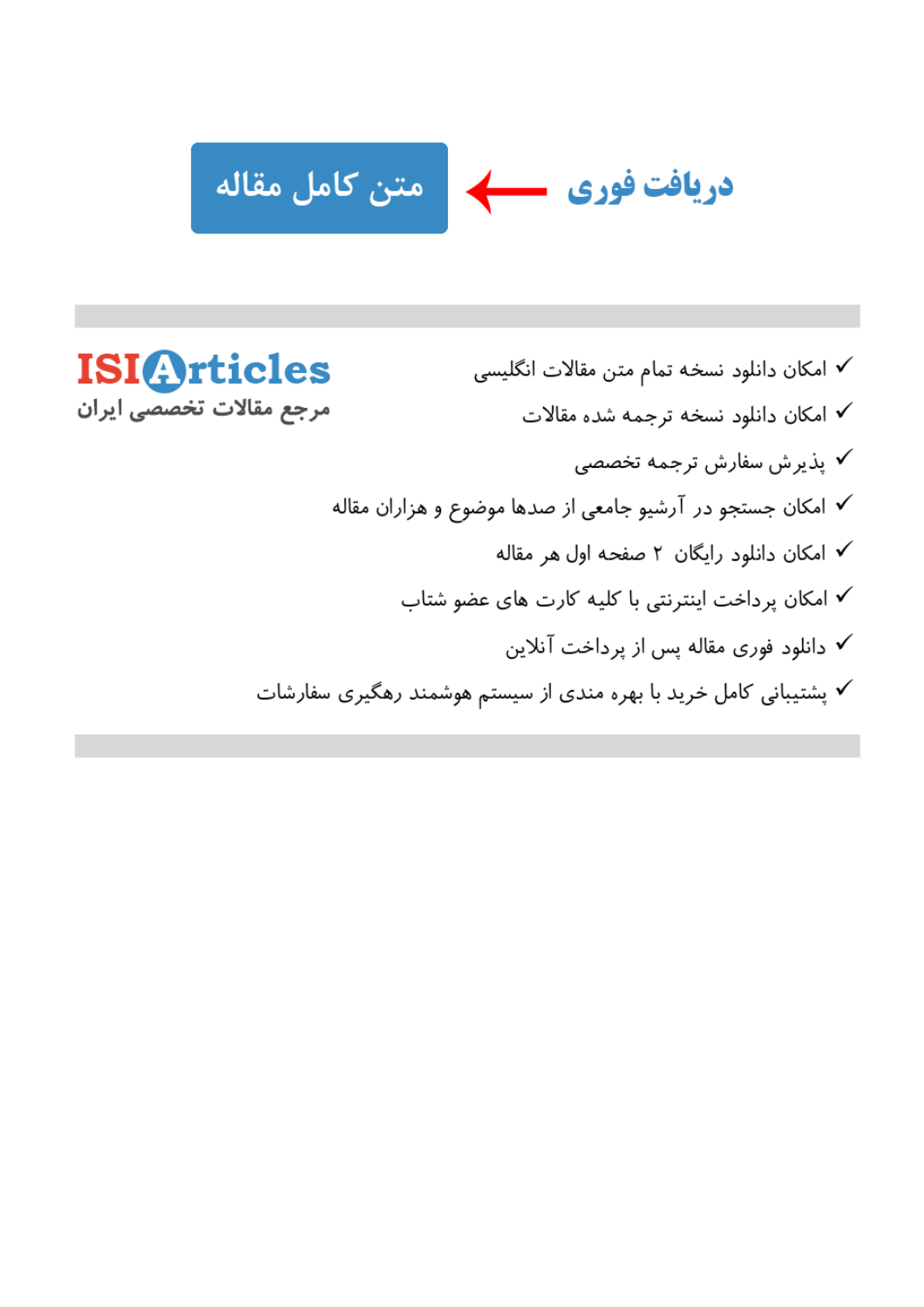دریافت فوری ← **متن کامل مقاله**

**ISIArticles**
مرجع مقالات تخصصی ایران

- ✓ امکان دانلود نسخه تمام متن مقالات انگلیسی
- ✓ امکان دانلود نسخه ترجمه شده مقالات
- ✓ پذیرش سفارش ترجمه تخصصی
- ✓ امکان جستجو در آرشیو جامعی از صدها موضوع و هزاران مقاله
- ✓ امکان دانلود رایگان ۲ صفحه اول هر مقاله
- ✓ امکان پرداخت اینترنتی با کلیه کارت های عضو شتاب
- ✓ دانلود فوری مقاله پس از پرداخت آنلاین
- ✓ پشتیبانی کامل خرید با بهره مندی از سیستم هوشمند رهگیری سفارشات